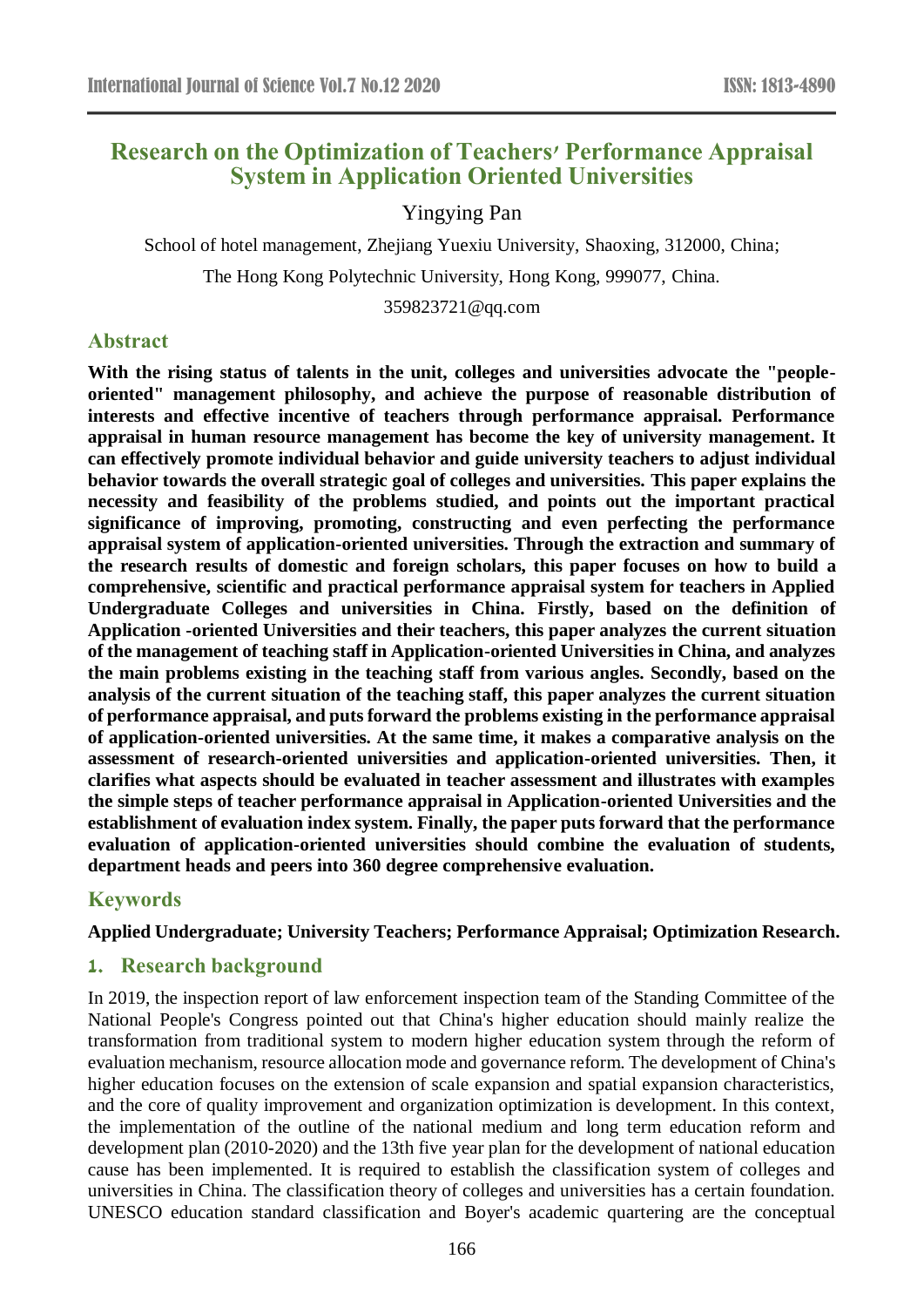# Research on the Optimization of Teachers' Performance Appraisal System in Application Oriented Universities

Yingying Pan

School of hotel management, Zhejiang Yuexiu University, Shaoxing, 312000, China;

The Hong Kong Polytechnic University, Hong Kong, 999077, China.

359823721@qq.com

## Abstract

**With the rising status of talents in the unit, colleges and universities advocate the "people-oriented" management philosophy, and achieve the purpose of reasonable distribution of interests and effective incentive of teachers through performance appraisal. Performance appraisal in human resource management has become the key of university management. It can effectively promote individual behavior and guide university teachers to adjust individual behavior towards the overall strategic goal of colleges and universities. This paper explains the necessity and feasibility of the problems studied, and points out the important practical significance of improving, promoting, constructing and even perfecting the performance appraisal system of application-oriented universities. Through the extraction and summary of the research results of domestic and foreign scholars, this paper focuses on how to build a comprehensive, scientific and practical performance appraisal system for teachers in Applied Undergraduate Colleges and universities in China. Firstly, based on the definition of Application -oriented Universities and their teachers, this paper analyzes the current situation of the management of teaching staff in Application-oriented Universities in China, and analyzes the main problems existing in the teaching staff from various angles. Secondly, based on the analysis of the current situation of the teaching staff, this paper analyzes the current situation of performance appraisal, and puts forward the problems existing in the performance appraisal of application-oriented universities. At the same time, it makes a comparative analysis on the assessment of research-oriented universities and application-oriented universities. Then, it clarifies what aspects should be evaluated in teacher assessment and illustrates with examples the simple steps of teacher performance appraisal in Application-oriented Universities and the establishment of evaluation index system. Finally, the paper puts forward that the performance evaluation of application-oriented universities should combine the evaluation of students, department heads and peers into 360 degree comprehensive evaluation.**

## Keywords

**Applied Undergraduate; University Teachers; Performance Appraisal; Optimization Research.**

## 1. Research background

In 2019, the inspection report of law enforcement inspection team of the Standing Committee of the National People's Congress pointed out that China's higher education should mainly realize the transformation from traditional system to modern higher education system through the reform of evaluation mechanism, resource allocation mode and governance reform. The development of China's higher education focuses on the extension of scale expansion and spatial expansion characteristics, and the core of quality improvement and organization optimization is development. In this context, the implementation of the outline of the national medium and long term education reform and development plan (2010-2020) and the 13th five year plan for the development of national education cause has been implemented. It is required to establish the classification system of colleges and universities in China. The classification theory of colleges and universities has a certain foundation. UNESCO education standard classification and Boyer's academic quartering are the conceptual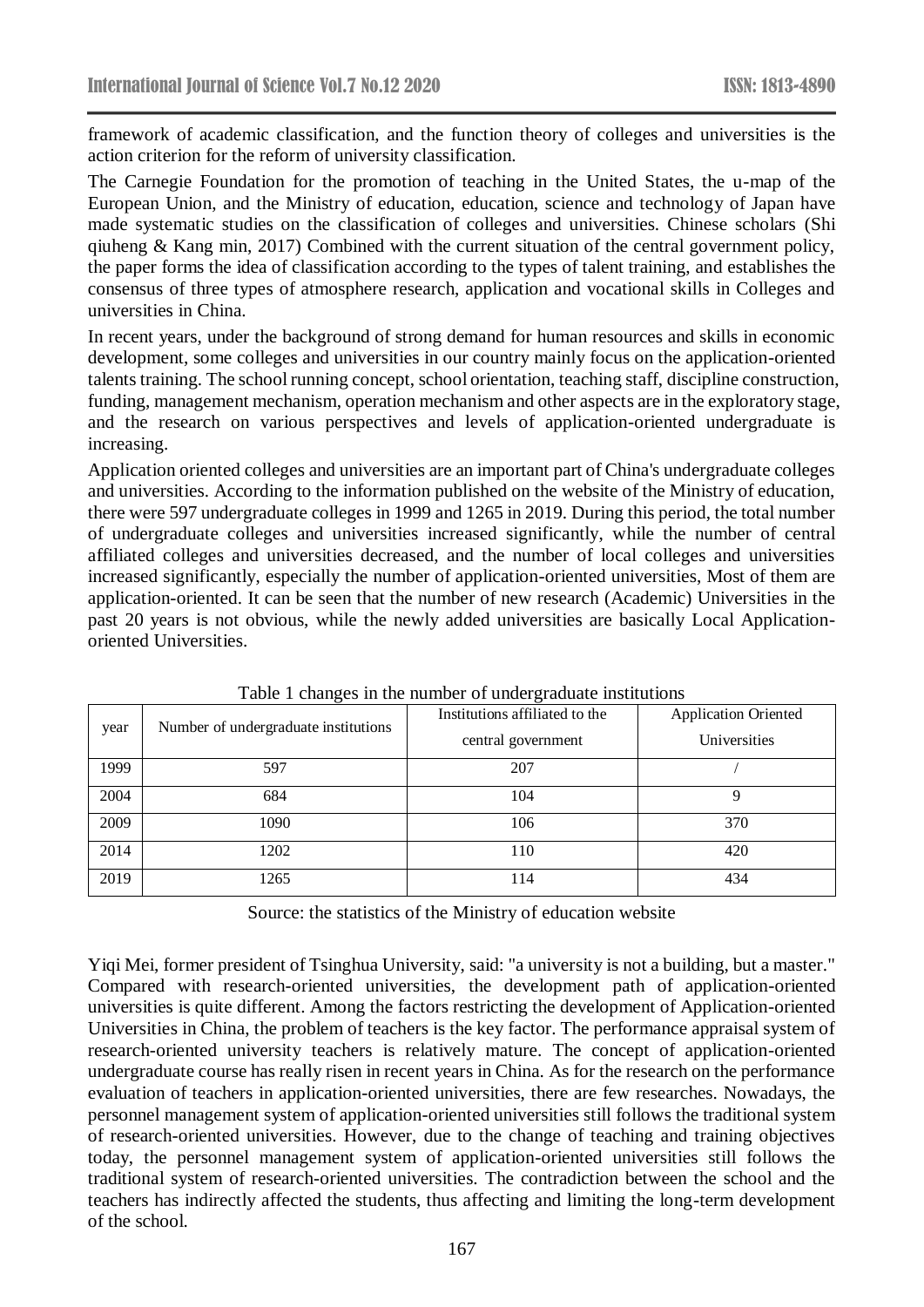framework of academic classification, and the function theory of colleges and universities is the action criterion for the reform of university classification.

The Carnegie Foundation for the promotion of teaching in the United States, the u-map of the European Union, and the Ministry of education, education, science and technology of Japan have made systematic studies on the classification of colleges and universities. Chinese scholars (Shi qiuheng & Kang min, 2017) Combined with the current situation of the central government policy, the paper forms the idea of classification according to the types of talent training, and establishes the consensus of three types of atmosphere research, application and vocational skills in Colleges and universities in China.

In recent years, under the background of strong demand for human resources and skills in economic development, some colleges and universities in our country mainly focus on the application-oriented talents training. The school running concept, school orientation, teaching staff, discipline construction, funding, management mechanism, operation mechanism and other aspects are in the exploratory stage, and the research on various perspectives and levels of application-oriented undergraduate is increasing.

Application oriented colleges and universities are an important part of China's undergraduate colleges and universities. According to the information published on the website of the Ministry of education, there were 597 undergraduate colleges in 1999 and 1265 in 2019. During this period, the total number of undergraduate colleges and universities increased significantly, while the number of central affiliated colleges and universities decreased, and the number of local colleges and universities increased significantly, especially the number of application-oriented universities, Most of them are application-oriented. It can be seen that the number of new research (Academic) Universities in the past 20 years is not obvious, while the newly added universities are basically Local Application-oriented Universities.

Table 1 changes in the number of undergraduate institutions

| year | Number of undergraduate institutions | Institutions affiliated to the central government | Application Oriented Universities |
|---|---|---|---|
| 1999 | 597 | 207 | / |
| 2004 | 684 | 104 | 9 |
| 2009 | 1090 | 106 | 370 |
| 2014 | 1202 | 110 | 420 |
| 2019 | 1265 | 114 | 434 |

Source: the statistics of the Ministry of education website

Yiqi Mei, former president of Tsinghua University, said: "a university is not a building, but a master." Compared with research-oriented universities, the development path of application-oriented universities is quite different. Among the factors restricting the development of Application-oriented Universities in China, the problem of teachers is the key factor. The performance appraisal system of research-oriented university teachers is relatively mature. The concept of application-oriented undergraduate course has really risen in recent years in China. As for the research on the performance evaluation of teachers in application-oriented universities, there are few researches. Nowadays, the personnel management system of application-oriented universities still follows the traditional system of research-oriented universities. However, due to the change of teaching and training objectives today, the personnel management system of application-oriented universities still follows the traditional system of research-oriented universities. The contradiction between the school and the teachers has indirectly affected the students, thus affecting and limiting the long-term development of the school.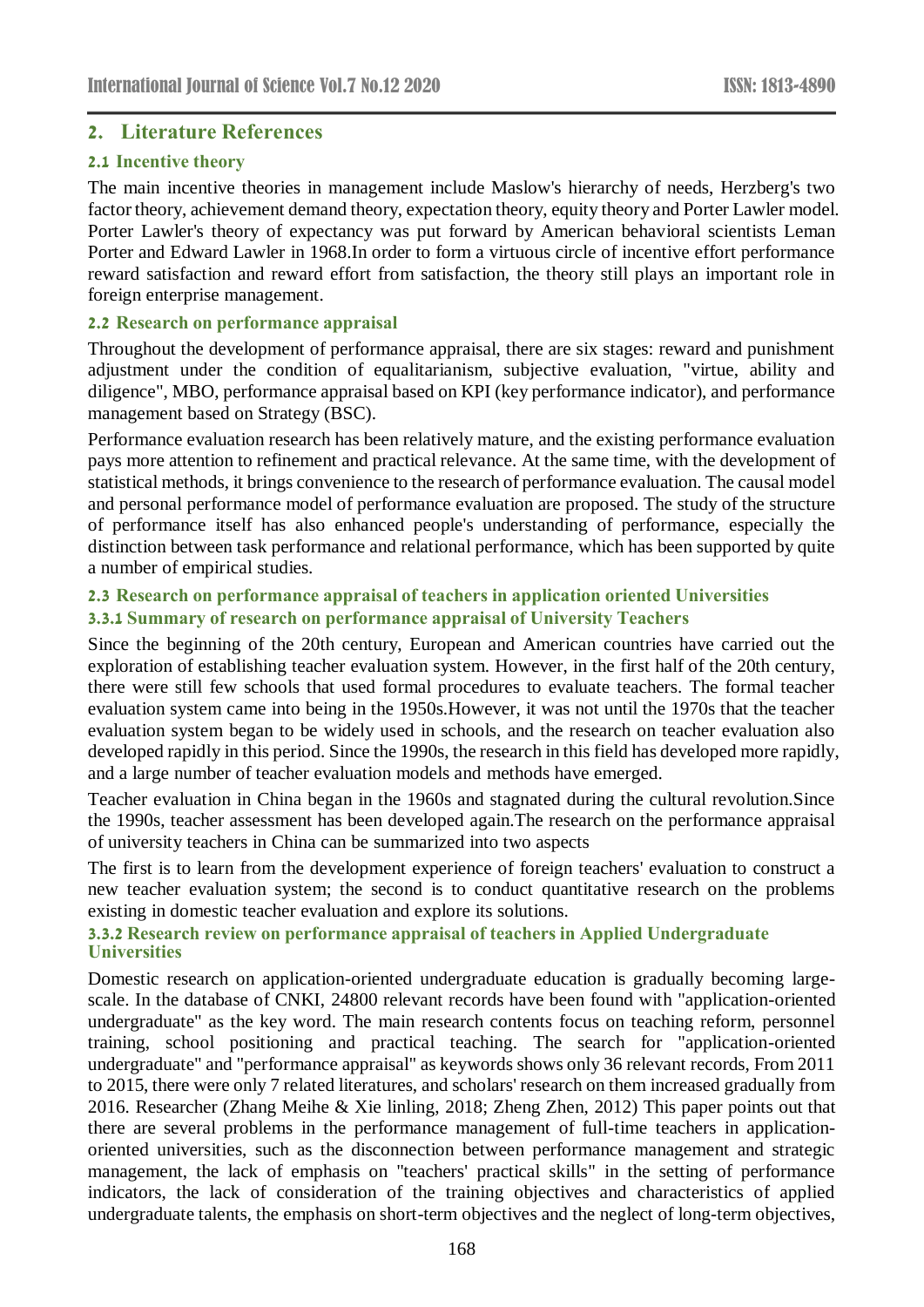## 2. Literature References

### 2.1 Incentive theory

The main incentive theories in management include Maslow's hierarchy of needs, Herzberg's two factor theory, achievement demand theory, expectation theory, equity theory and Porter Lawler model. Porter Lawler's theory of expectancy was put forward by American behavioral scientists Leman Porter and Edward Lawler in 1968.In order to form a virtuous circle of incentive effort performance reward satisfaction and reward effort from satisfaction, the theory still plays an important role in foreign enterprise management.

### 2.2 Research on performance appraisal

Throughout the development of performance appraisal, there are six stages: reward and punishment adjustment under the condition of equalitarianism, subjective evaluation, "virtue, ability and diligence", MBO, performance appraisal based on KPI (key performance indicator), and performance management based on Strategy (BSC).

Performance evaluation research has been relatively mature, and the existing performance evaluation pays more attention to refinement and practical relevance. At the same time, with the development of statistical methods, it brings convenience to the research of performance evaluation. The causal model and personal performance model of performance evaluation are proposed. The study of the structure of performance itself has also enhanced people's understanding of performance, especially the distinction between task performance and relational performance, which has been supported by quite a number of empirical studies.

### 2.3 Research on performance appraisal of teachers in application oriented Universities

#### 3.3.1 Summary of research on performance appraisal of University Teachers

Since the beginning of the 20th century, European and American countries have carried out the exploration of establishing teacher evaluation system. However, in the first half of the 20th century, there were still few schools that used formal procedures to evaluate teachers. The formal teacher evaluation system came into being in the 1950s.However, it was not until the 1970s that the teacher evaluation system began to be widely used in schools, and the research on teacher evaluation also developed rapidly in this period. Since the 1990s, the research in this field has developed more rapidly, and a large number of teacher evaluation models and methods have emerged.

Teacher evaluation in China began in the 1960s and stagnated during the cultural revolution.Since the 1990s, teacher assessment has been developed again.The research on the performance appraisal of university teachers in China can be summarized into two aspects

The first is to learn from the development experience of foreign teachers' evaluation to construct a new teacher evaluation system; the second is to conduct quantitative research on the problems existing in domestic teacher evaluation and explore its solutions.

#### 3.3.2 Research review on performance appraisal of teachers in Applied Undergraduate Universities

Domestic research on application-oriented undergraduate education is gradually becoming large-scale. In the database of CNKI, 24800 relevant records have been found with "application-oriented undergraduate" as the key word. The main research contents focus on teaching reform, personnel training, school positioning and practical teaching. The search for "application-oriented undergraduate" and "performance appraisal" as keywords shows only 36 relevant records, From 2011 to 2015, there were only 7 related literatures, and scholars' research on them increased gradually from 2016. Researcher (Zhang Meihe & Xie linling, 2018; Zheng Zhen, 2012) This paper points out that there are several problems in the performance management of full-time teachers in application-oriented universities, such as the disconnection between performance management and strategic management, the lack of emphasis on "teachers' practical skills" in the setting of performance indicators, the lack of consideration of the training objectives and characteristics of applied undergraduate talents, the emphasis on short-term objectives and the neglect of long-term objectives,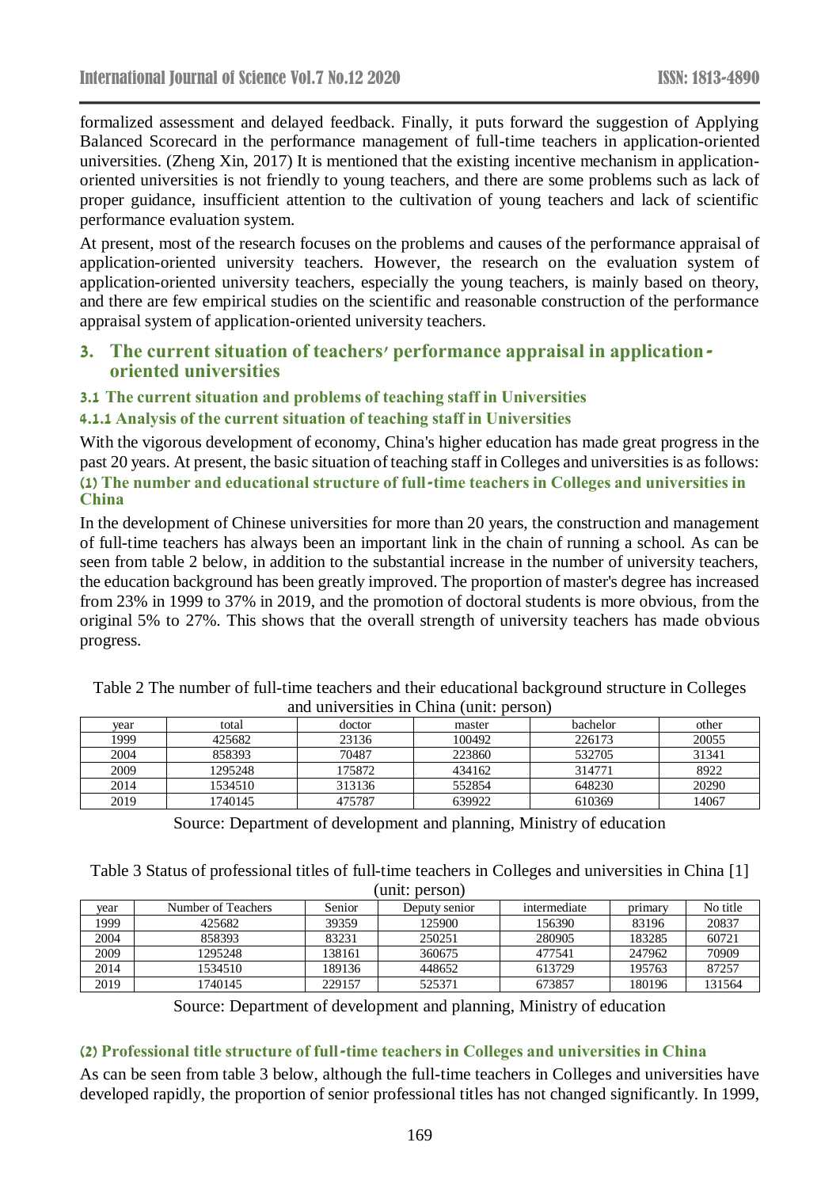formalized assessment and delayed feedback. Finally, it puts forward the suggestion of Applying Balanced Scorecard in the performance management of full-time teachers in application-oriented universities. (Zheng Xin, 2017) It is mentioned that the existing incentive mechanism in application-oriented universities is not friendly to young teachers, and there are some problems such as lack of proper guidance, insufficient attention to the cultivation of young teachers and lack of scientific performance evaluation system.

At present, most of the research focuses on the problems and causes of the performance appraisal of application-oriented university teachers. However, the research on the evaluation system of application-oriented university teachers, especially the young teachers, is mainly based on theory, and there are few empirical studies on the scientific and reasonable construction of the performance appraisal system of application-oriented university teachers.

## 3. The current situation of teachers' performance appraisal in application-oriented universities

### 3.1 The current situation and problems of teaching staff in Universities

#### 4.1.1 Analysis of the current situation of teaching staff in Universities

With the vigorous development of economy, China's higher education has made great progress in the past 20 years. At present, the basic situation of teaching staff in Colleges and universities is as follows:

**(1) The number and educational structure of full-time teachers in Colleges and universities in China**

In the development of Chinese universities for more than 20 years, the construction and management of full-time teachers has always been an important link in the chain of running a school. As can be seen from table 2 below, in addition to the substantial increase in the number of university teachers, the education background has been greatly improved. The proportion of master's degree has increased from 23% in 1999 to 37% in 2019, and the promotion of doctoral students is more obvious, from the original 5% to 27%. This shows that the overall strength of university teachers has made obvious progress.

Table 2 The number of full-time teachers and their educational background structure in Colleges and universities in China (unit: person)

| year | total | doctor | master | bachelor | other |
|---|---|---|---|---|---|
| 1999 | 425682 | 23136 | 100492 | 226173 | 20055 |
| 2004 | 858393 | 70487 | 223860 | 532705 | 31341 |
| 2009 | 1295248 | 175872 | 434162 | 314771 | 8922 |
| 2014 | 1534510 | 313136 | 552854 | 648230 | 20290 |
| 2019 | 1740145 | 475787 | 639922 | 610369 | 14067 |

Source: Department of development and planning, Ministry of education

Table 3 Status of professional titles of full-time teachers in Colleges and universities in China [1] (unit: person)

| year | Number of Teachers | Senior | Deputy senior | intermediate | primary | No title |
|---|---|---|---|---|---|---|
| 1999 | 425682 | 39359 | 125900 | 156390 | 83196 | 20837 |
| 2004 | 858393 | 83231 | 250251 | 280905 | 183285 | 60721 |
| 2009 | 1295248 | 138161 | 360675 | 477541 | 247962 | 70909 |
| 2014 | 1534510 | 189136 | 448652 | 613729 | 195763 | 87257 |
| 2019 | 1740145 | 229157 | 525371 | 673857 | 180196 | 131564 |

Source: Department of development and planning, Ministry of education

**(2) Professional title structure of full-time teachers in Colleges and universities in China**

As can be seen from table 3 below, although the full-time teachers in Colleges and universities have developed rapidly, the proportion of senior professional titles has not changed significantly. In 1999,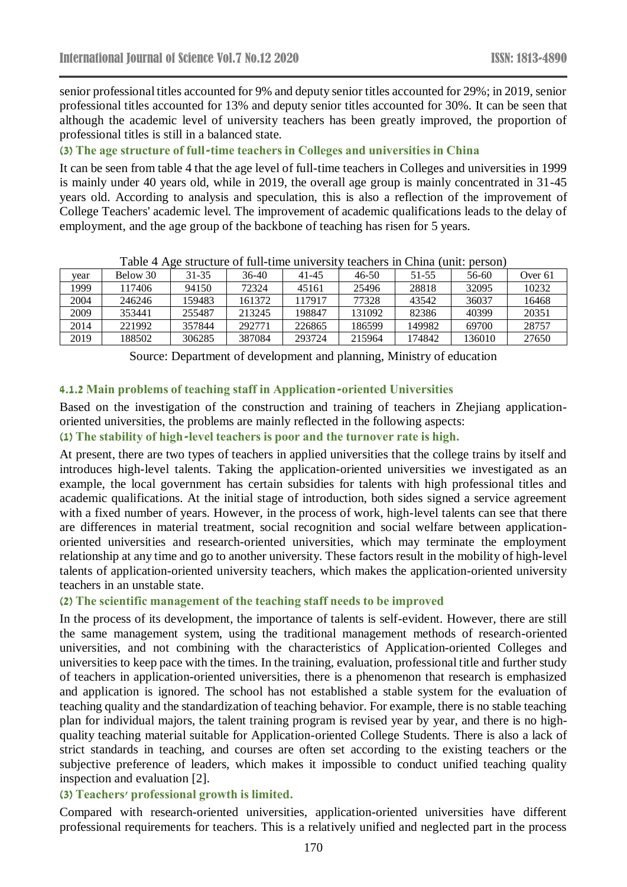senior professional titles accounted for 9% and deputy senior titles accounted for 29%; in 2019, senior professional titles accounted for 13% and deputy senior titles accounted for 30%. It can be seen that although the academic level of university teachers has been greatly improved, the proportion of professional titles is still in a balanced state.

**(3) The age structure of full-time teachers in Colleges and universities in China**

It can be seen from table 4 that the age level of full-time teachers in Colleges and universities in 1999 is mainly under 40 years old, while in 2019, the overall age group is mainly concentrated in 31-45 years old. According to analysis and speculation, this is also a reflection of the improvement of College Teachers' academic level. The improvement of academic qualifications leads to the delay of employment, and the age group of the backbone of teaching has risen for 5 years.

Table 4 Age structure of full-time university teachers in China (unit: person)

| year | Below 30 | 31-35 | 36-40 | 41-45 | 46-50 | 51-55 | 56-60 | Over 61 |
|---|---|---|---|---|---|---|---|---|
| 1999 | 117406 | 94150 | 72324 | 45161 | 25496 | 28818 | 32095 | 10232 |
| 2004 | 246246 | 159483 | 161372 | 117917 | 77328 | 43542 | 36037 | 16468 |
| 2009 | 353441 | 255487 | 213245 | 198847 | 131092 | 82386 | 40399 | 20351 |
| 2014 | 221992 | 357844 | 292771 | 226865 | 186599 | 149982 | 69700 | 28757 |
| 2019 | 188502 | 306285 | 387084 | 293724 | 215964 | 174842 | 136010 | 27650 |

Source: Department of development and planning, Ministry of education

### 4.1.2 Main problems of teaching staff in Application-oriented Universities

Based on the investigation of the construction and training of teachers in Zhejiang application-oriented universities, the problems are mainly reflected in the following aspects:

**(1) The stability of high-level teachers is poor and the turnover rate is high.**

At present, there are two types of teachers in applied universities that the college trains by itself and introduces high-level talents. Taking the application-oriented universities we investigated as an example, the local government has certain subsidies for talents with high professional titles and academic qualifications. At the initial stage of introduction, both sides signed a service agreement with a fixed number of years. However, in the process of work, high-level talents can see that there are differences in material treatment, social recognition and social welfare between application-oriented universities and research-oriented universities, which may terminate the employment relationship at any time and go to another university. These factors result in the mobility of high-level talents of application-oriented university teachers, which makes the application-oriented university teachers in an unstable state.

**(2) The scientific management of the teaching staff needs to be improved**

In the process of its development, the importance of talents is self-evident. However, there are still the same management system, using the traditional management methods of research-oriented universities, and not combining with the characteristics of Application-oriented Colleges and universities to keep pace with the times. In the training, evaluation, professional title and further study of teachers in application-oriented universities, there is a phenomenon that research is emphasized and application is ignored. The school has not established a stable system for the evaluation of teaching quality and the standardization of teaching behavior. For example, there is no stable teaching plan for individual majors, the talent training program is revised year by year, and there is no high-quality teaching material suitable for Application-oriented College Students. There is also a lack of strict standards in teaching, and courses are often set according to the existing teachers or the subjective preference of leaders, which makes it impossible to conduct unified teaching quality inspection and evaluation [2].

**(3) Teachers' professional growth is limited.**

Compared with research-oriented universities, application-oriented universities have different professional requirements for teachers. This is a relatively unified and neglected part in the process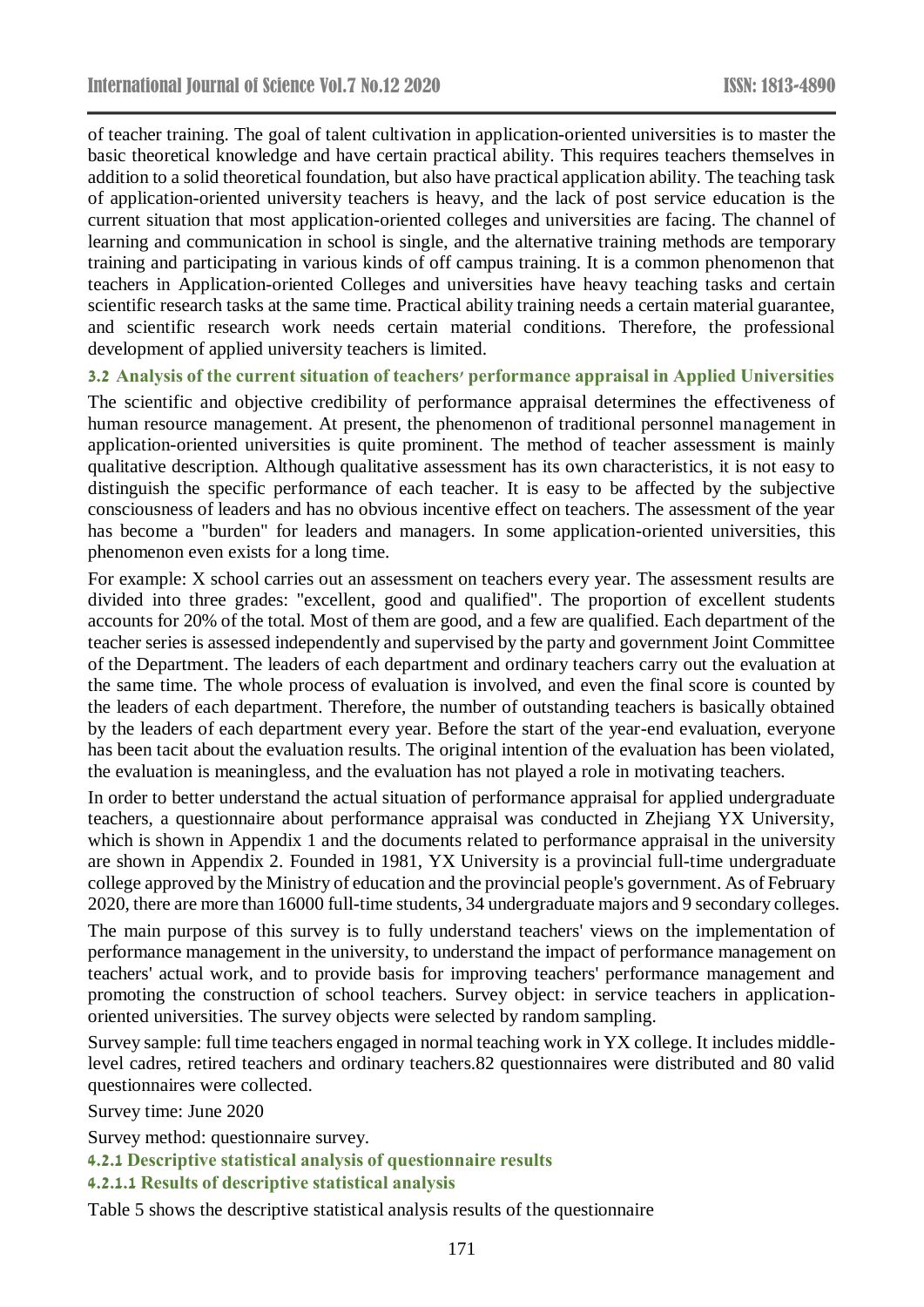of teacher training. The goal of talent cultivation in application-oriented universities is to master the basic theoretical knowledge and have certain practical ability. This requires teachers themselves in addition to a solid theoretical foundation, but also have practical application ability. The teaching task of application-oriented university teachers is heavy, and the lack of post service education is the current situation that most application-oriented colleges and universities are facing. The channel of learning and communication in school is single, and the alternative training methods are temporary training and participating in various kinds of off campus training. It is a common phenomenon that teachers in Application-oriented Colleges and universities have heavy teaching tasks and certain scientific research tasks at the same time. Practical ability training needs a certain material guarantee, and scientific research work needs certain material conditions. Therefore, the professional development of applied university teachers is limited.

### 3.2 Analysis of the current situation of teachers' performance appraisal in Applied Universities

The scientific and objective credibility of performance appraisal determines the effectiveness of human resource management. At present, the phenomenon of traditional personnel management in application-oriented universities is quite prominent. The method of teacher assessment is mainly qualitative description. Although qualitative assessment has its own characteristics, it is not easy to distinguish the specific performance of each teacher. It is easy to be affected by the subjective consciousness of leaders and has no obvious incentive effect on teachers. The assessment of the year has become a "burden" for leaders and managers. In some application-oriented universities, this phenomenon even exists for a long time.

For example: X school carries out an assessment on teachers every year. The assessment results are divided into three grades: "excellent, good and qualified". The proportion of excellent students accounts for 20% of the total. Most of them are good, and a few are qualified. Each department of the teacher series is assessed independently and supervised by the party and government Joint Committee of the Department. The leaders of each department and ordinary teachers carry out the evaluation at the same time. The whole process of evaluation is involved, and even the final score is counted by the leaders of each department. Therefore, the number of outstanding teachers is basically obtained by the leaders of each department every year. Before the start of the year-end evaluation, everyone has been tacit about the evaluation results. The original intention of the evaluation has been violated, the evaluation is meaningless, and the evaluation has not played a role in motivating teachers.

In order to better understand the actual situation of performance appraisal for applied undergraduate teachers, a questionnaire about performance appraisal was conducted in Zhejiang YX University, which is shown in Appendix 1 and the documents related to performance appraisal in the university are shown in Appendix 2. Founded in 1981, YX University is a provincial full-time undergraduate college approved by the Ministry of education and the provincial people's government. As of February 2020, there are more than 16000 full-time students, 34 undergraduate majors and 9 secondary colleges.

The main purpose of this survey is to fully understand teachers' views on the implementation of performance management in the university, to understand the impact of performance management on teachers' actual work, and to provide basis for improving teachers' performance management and promoting the construction of school teachers. Survey object: in service teachers in application-oriented universities. The survey objects were selected by random sampling.

Survey sample: full time teachers engaged in normal teaching work in YX college. It includes middle-level cadres, retired teachers and ordinary teachers.82 questionnaires were distributed and 80 valid questionnaires were collected.

Survey time: June 2020

Survey method: questionnaire survey.

#### 4.2.1 Descriptive statistical analysis of questionnaire results

##### 4.2.1.1 Results of descriptive statistical analysis

Table 5 shows the descriptive statistical analysis results of the questionnaire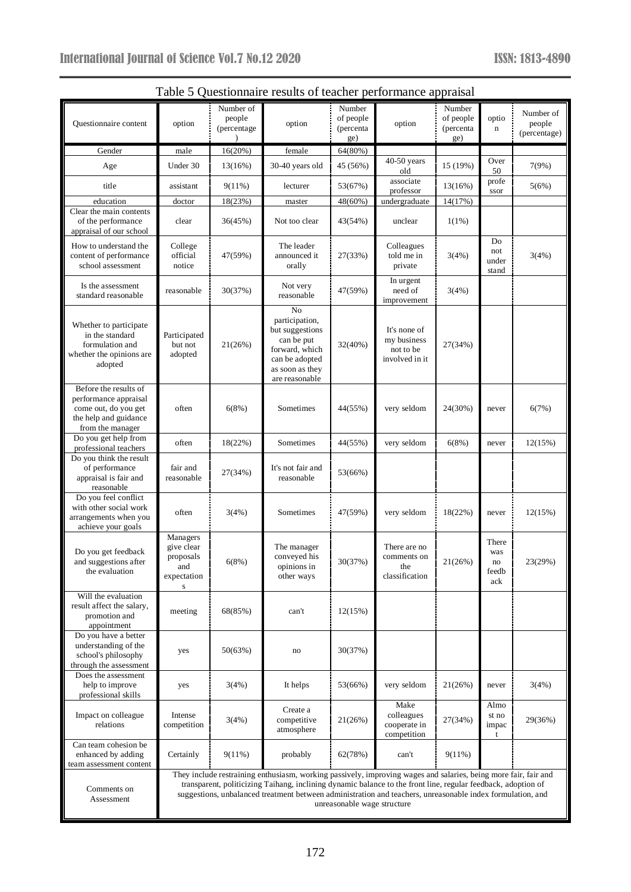Table 5 Questionnaire results of teacher performance appraisal

| Questionnaire content | option | Number of people (percentage) | option | Number of people (percentage) | option | Number of people (percentage) | option | Number of people (percentage) |
|---|---|---|---|---|---|---|---|---|
| Gender | male | 16(20%) | female | 64(80%) | | | | |
| Age | Under 30 | 13(16%) | 30-40 years old | 45 (56%) | 40-50 years old | 15 (19%) | Over 50 | 7(9%) |
| title | assistant | 9(11%) | lecturer | 53(67%) | associate professor | 13(16%) | professor | 5(6%) |
| education | doctor | 18(23%) | master | 48(60%) | undergraduate | 14(17%) | | |
| Clear the main contents of the performance appraisal of our school | clear | 36(45%) | Not too clear | 43(54%) | unclear | 1(1%) | | |
| How to understand the content of performance school assessment | College official notice | 47(59%) | The leader announced it orally | 27(33%) | Colleagues told me in private | 3(4%) | Do not understand | 3(4%) |
| Is the assessment standard reasonable | reasonable | 30(37%) | Not very reasonable | 47(59%) | In urgent need of improvement | 3(4%) | | |
| Whether to participate in the standard formulation and whether the opinions are adopted | Participated but not adopted | 21(26%) | No participation, but suggestions can be put forward, which can be adopted as soon as they are reasonable | 32(40%) | It's none of my business not to be involved in it | 27(34%) | | |
| Before the results of performance appraisal come out, do you get the help and guidance from the manager | often | 6(8%) | Sometimes | 44(55%) | very seldom | 24(30%) | never | 6(7%) |
| Do you get help from professional teachers | often | 18(22%) | Sometimes | 44(55%) | very seldom | 6(8%) | never | 12(15%) |
| Do you think the result of performance appraisal is fair and reasonable | fair and reasonable | 27(34%) | It's not fair and reasonable | 53(66%) | | | | |
| Do you feel conflict with other social work arrangements when you achieve your goals | often | 3(4%) | Sometimes | 47(59%) | very seldom | 18(22%) | never | 12(15%) |
| Do you get feedback and suggestions after the evaluation | Managers give clear proposals and expectations | 6(8%) | The manager conveyed his opinions in other ways | 30(37%) | There are no comments on the classification | 21(26%) | There was no feedback | 23(29%) |
| Will the evaluation result affect the salary, promotion and appointment | meeting | 68(85%) | can't | 12(15%) | | | | |
| Do you have a better understanding of the school's philosophy through the assessment | yes | 50(63%) | no | 30(37%) | | | | |
| Does the assessment help to improve professional skills | yes | 3(4%) | It helps | 53(66%) | very seldom | 21(26%) | never | 3(4%) |
| Impact on colleague relations | Intense competition | 3(4%) | Create a competitive atmosphere | 21(26%) | Make colleagues cooperate in competition | 27(34%) | Almost no impact | 29(36%) |
| Can team cohesion be enhanced by adding team assessment content | Certainly | 9(11%) | probably | 62(78%) | can't | 9(11%) | | |
| Comments on Assessment | They include restraining enthusiasm, working passively, improving wages and salaries, being more fair, fair and transparent, politicizing Taihang, inclining dynamic balance to the front line, regular feedback, adoption of suggestions, unbalanced treatment between administration and teachers, unreasonable index formulation, and unreasonable wage structure | | | | | | | |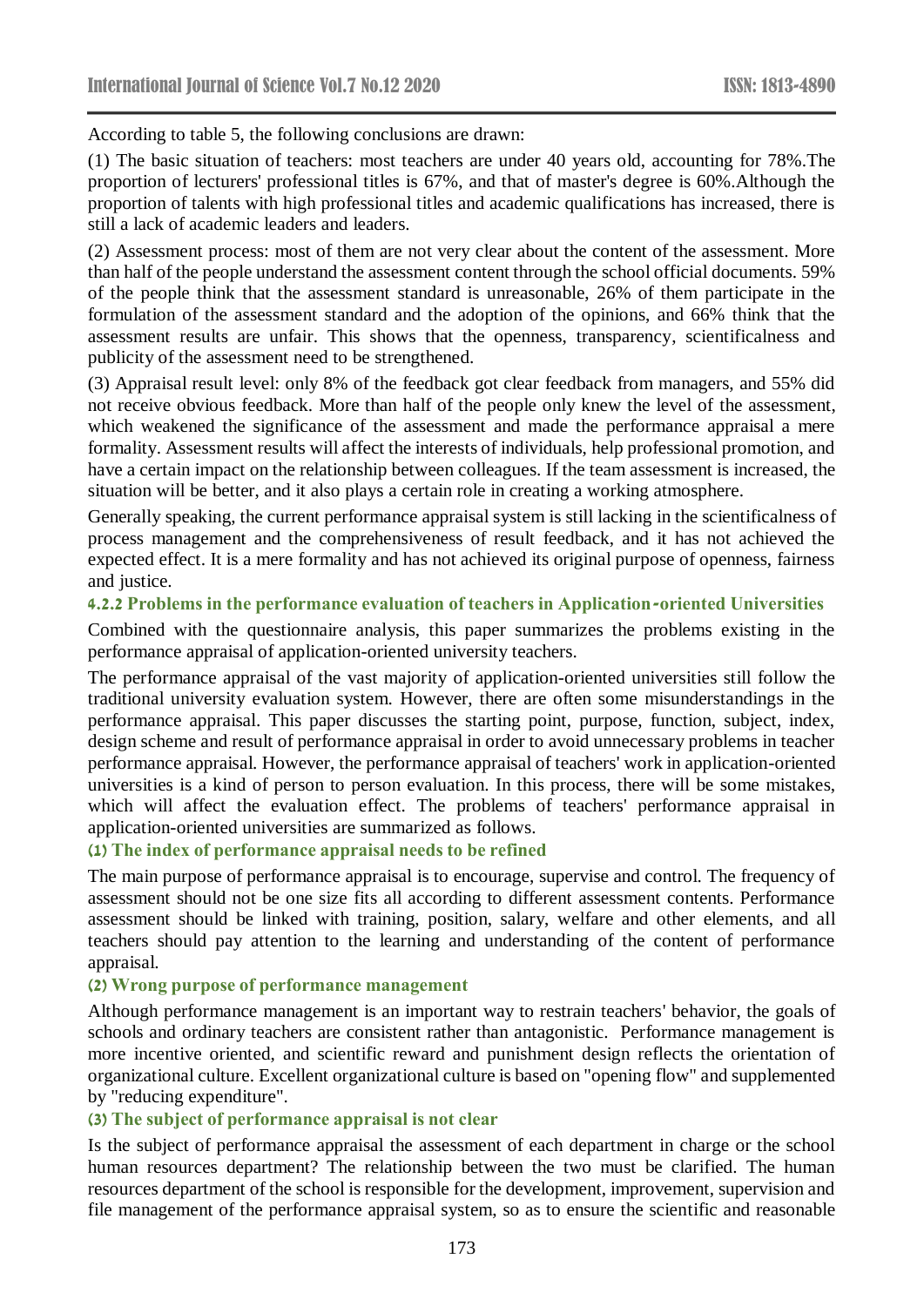According to table 5, the following conclusions are drawn:

(1) The basic situation of teachers: most teachers are under 40 years old, accounting for 78%.The proportion of lecturers' professional titles is 67%, and that of master's degree is 60%.Although the proportion of talents with high professional titles and academic qualifications has increased, there is still a lack of academic leaders and leaders.

(2) Assessment process: most of them are not very clear about the content of the assessment. More than half of the people understand the assessment content through the school official documents. 59% of the people think that the assessment standard is unreasonable, 26% of them participate in the formulation of the assessment standard and the adoption of the opinions, and 66% think that the assessment results are unfair. This shows that the openness, transparency, scientificalness and publicity of the assessment need to be strengthened.

(3) Appraisal result level: only 8% of the feedback got clear feedback from managers, and 55% did not receive obvious feedback. More than half of the people only knew the level of the assessment, which weakened the significance of the assessment and made the performance appraisal a mere formality. Assessment results will affect the interests of individuals, help professional promotion, and have a certain impact on the relationship between colleagues. If the team assessment is increased, the situation will be better, and it also plays a certain role in creating a working atmosphere.

Generally speaking, the current performance appraisal system is still lacking in the scientificalness of process management and the comprehensiveness of result feedback, and it has not achieved the expected effect. It is a mere formality and has not achieved its original purpose of openness, fairness and justice.

#### 4.2.2 Problems in the performance evaluation of teachers in Application-oriented Universities

Combined with the questionnaire analysis, this paper summarizes the problems existing in the performance appraisal of application-oriented university teachers.

The performance appraisal of the vast majority of application-oriented universities still follow the traditional university evaluation system. However, there are often some misunderstandings in the performance appraisal. This paper discusses the starting point, purpose, function, subject, index, design scheme and result of performance appraisal in order to avoid unnecessary problems in teacher performance appraisal. However, the performance appraisal of teachers' work in application-oriented universities is a kind of person to person evaluation. In this process, there will be some mistakes, which will affect the evaluation effect. The problems of teachers' performance appraisal in application-oriented universities are summarized as follows.

**(1) The index of performance appraisal needs to be refined**

The main purpose of performance appraisal is to encourage, supervise and control. The frequency of assessment should not be one size fits all according to different assessment contents. Performance assessment should be linked with training, position, salary, welfare and other elements, and all teachers should pay attention to the learning and understanding of the content of performance appraisal.

**(2) Wrong purpose of performance management**

Although performance management is an important way to restrain teachers' behavior, the goals of schools and ordinary teachers are consistent rather than antagonistic. Performance management is more incentive oriented, and scientific reward and punishment design reflects the orientation of organizational culture. Excellent organizational culture is based on "opening flow" and supplemented by "reducing expenditure".

**(3) The subject of performance appraisal is not clear**

Is the subject of performance appraisal the assessment of each department in charge or the school human resources department? The relationship between the two must be clarified. The human resources department of the school is responsible for the development, improvement, supervision and file management of the performance appraisal system, so as to ensure the scientific and reasonable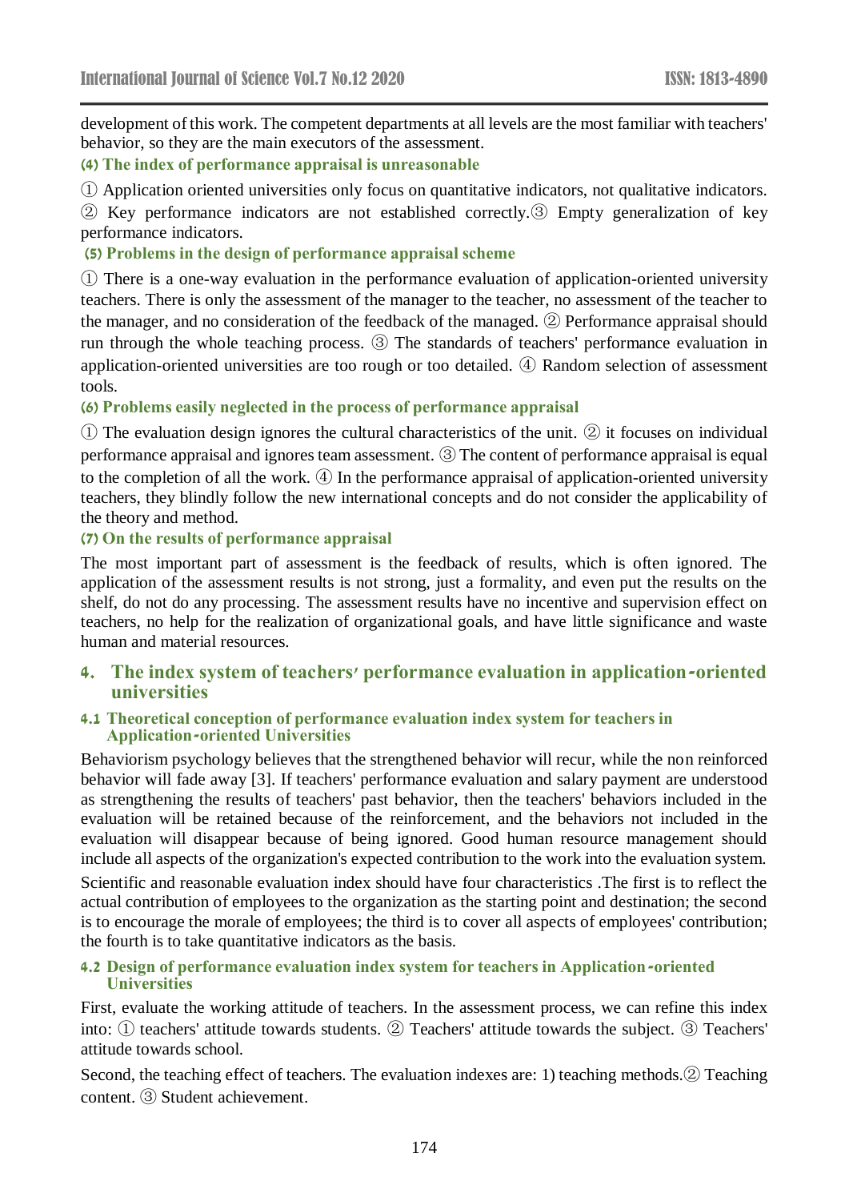development of this work. The competent departments at all levels are the most familiar with teachers' behavior, so they are the main executors of the assessment.

#### (4) The index of performance appraisal is unreasonable

① Application oriented universities only focus on quantitative indicators, not qualitative indicators. ② Key performance indicators are not established correctly.③ Empty generalization of key performance indicators.

#### (5) Problems in the design of performance appraisal scheme

① There is a one-way evaluation in the performance evaluation of application-oriented university teachers. There is only the assessment of the manager to the teacher, no assessment of the teacher to the manager, and no consideration of the feedback of the managed. ② Performance appraisal should run through the whole teaching process. ③ The standards of teachers' performance evaluation in application-oriented universities are too rough or too detailed. ④ Random selection of assessment tools.

#### (6) Problems easily neglected in the process of performance appraisal

① The evaluation design ignores the cultural characteristics of the unit. ② it focuses on individual performance appraisal and ignores team assessment. ③ The content of performance appraisal is equal to the completion of all the work. ④ In the performance appraisal of application-oriented university teachers, they blindly follow the new international concepts and do not consider the applicability of the theory and method.

#### (7) On the results of performance appraisal

The most important part of assessment is the feedback of results, which is often ignored. The application of the assessment results is not strong, just a formality, and even put the results on the shelf, do not do any processing. The assessment results have no incentive and supervision effect on teachers, no help for the realization of organizational goals, and have little significance and waste human and material resources.

## 4. The index system of teachers' performance evaluation in application-oriented universities

### 4.1 Theoretical conception of performance evaluation index system for teachers in Application-oriented Universities

Behaviorism psychology believes that the strengthened behavior will recur, while the non reinforced behavior will fade away [3]. If teachers' performance evaluation and salary payment are understood as strengthening the results of teachers' past behavior, then the teachers' behaviors included in the evaluation will be retained because of the reinforcement, and the behaviors not included in the evaluation will disappear because of being ignored. Good human resource management should include all aspects of the organization's expected contribution to the work into the evaluation system.

Scientific and reasonable evaluation index should have four characteristics .The first is to reflect the actual contribution of employees to the organization as the starting point and destination; the second is to encourage the morale of employees; the third is to cover all aspects of employees' contribution; the fourth is to take quantitative indicators as the basis.

### 4.2 Design of performance evaluation index system for teachers in Application-oriented Universities

First, evaluate the working attitude of teachers. In the assessment process, we can refine this index into: ① teachers' attitude towards students. ② Teachers' attitude towards the subject. ③ Teachers' attitude towards school.

Second, the teaching effect of teachers. The evaluation indexes are: 1) teaching methods.② Teaching content. ③ Student achievement.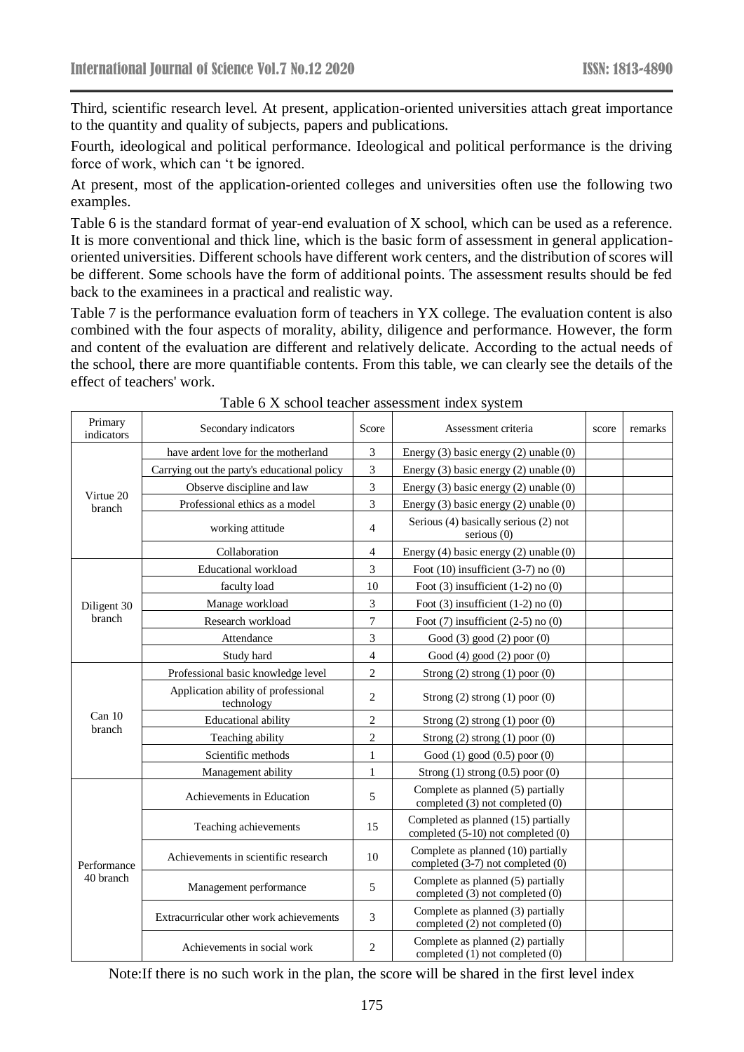Third, scientific research level. At present, application-oriented universities attach great importance to the quantity and quality of subjects, papers and publications.

Fourth, ideological and political performance. Ideological and political performance is the driving force of work, which can 't be ignored.

At present, most of the application-oriented colleges and universities often use the following two examples.

Table 6 is the standard format of year-end evaluation of X school, which can be used as a reference. It is more conventional and thick line, which is the basic form of assessment in general application-oriented universities. Different schools have different work centers, and the distribution of scores will be different. Some schools have the form of additional points. The assessment results should be fed back to the examinees in a practical and realistic way.

Table 7 is the performance evaluation form of teachers in YX college. The evaluation content is also combined with the four aspects of morality, ability, diligence and performance. However, the form and content of the evaluation are different and relatively delicate. According to the actual needs of the school, there are more quantifiable contents. From this table, we can clearly see the details of the effect of teachers' work.

Table 6 X school teacher assessment index system

| Primary indicators | Secondary indicators | Score | Assessment criteria | score | remarks |
|---|---|---|---|---|---|
| Virtue 20 branch | have ardent love for the motherland | 3 | Energy (3) basic energy (2) unable (0) | | |
| | Carrying out the party's educational policy | 3 | Energy (3) basic energy (2) unable (0) | | |
| | Observe discipline and law | 3 | Energy (3) basic energy (2) unable (0) | | |
| | Professional ethics as a model | 3 | Energy (3) basic energy (2) unable (0) | | |
| | working attitude | 4 | Serious (4) basically serious (2) not serious (0) | | |
| | Collaboration | 4 | Energy (4) basic energy (2) unable (0) | | |
| Diligent 30 branch | Educational workload | 3 | Foot (10) insufficient (3-7) no (0) | | |
| | faculty load | 10 | Foot (3) insufficient (1-2) no (0) | | |
| | Manage workload | 3 | Foot (3) insufficient (1-2) no (0) | | |
| | Research workload | 7 | Foot (7) insufficient (2-5) no (0) | | |
| | Attendance | 3 | Good (3) good (2) poor (0) | | |
| | Study hard | 4 | Good (4) good (2) poor (0) | | |
| Can 10 branch | Professional basic knowledge level | 2 | Strong (2) strong (1) poor (0) | | |
| | Application ability of professional technology | 2 | Strong (2) strong (1) poor (0) | | |
| | Educational ability | 2 | Strong (2) strong (1) poor (0) | | |
| | Teaching ability | 2 | Strong (2) strong (1) poor (0) | | |
| | Scientific methods | 1 | Good (1) good (0.5) poor (0) | | |
| | Management ability | 1 | Strong (1) strong (0.5) poor (0) | | |
| Performance 40 branch | Achievements in Education | 5 | Complete as planned (5) partially completed (3) not completed (0) | | |
| | Teaching achievements | 15 | Completed as planned (15) partially completed (5-10) not completed (0) | | |
| | Achievements in scientific research | 10 | Complete as planned (10) partially completed (3-7) not completed (0) | | |
| | Management performance | 5 | Complete as planned (5) partially completed (3) not completed (0) | | |
| | Extracurricular other work achievements | 3 | Complete as planned (3) partially completed (2) not completed (0) | | |
| | Achievements in social work | 2 | Complete as planned (2) partially completed (1) not completed (0) | | |

Note:If there is no such work in the plan, the score will be shared in the first level index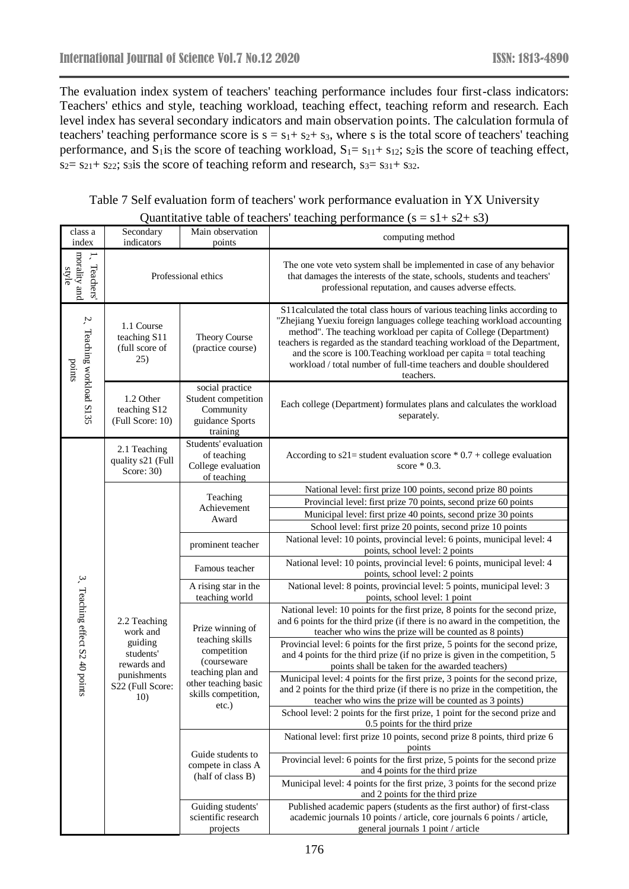The evaluation index system of teachers' teaching performance includes four first-class indicators: Teachers' ethics and style, teaching workload, teaching effect, teaching reform and research. Each level index has several secondary indicators and main observation points. The calculation formula of teachers' teaching performance score is $s = s_1 + s_2 + s_3$, where s is the total score of teachers' teaching performance, and $S_1$ is the score of teaching workload, $S_1 = s_{11} + s_{12}$; $s_2$ is the score of teaching effect, $s_2 = s_{21} + s_{22}$; $s_3$ is the score of teaching reform and research, $s_3 = s_{31} + s_{32}$.

Table 7 Self evaluation form of teachers' work performance evaluation in YX University

Quantitative table of teachers' teaching performance (s = s1+ s2+ s3)

| class a index | Secondary indicators | Main observation points | computing method |
|---|---|---|---|
| 1、Teachers' morality and style | Professional ethics | | The one vote veto system shall be implemented in case of any behavior that damages the interests of the state, schools, students and teachers' professional reputation, and causes adverse effects. |
| 2、Teaching workload S1 35 points | 1.1 Course teaching S11 (full score of 25) | Theory Course (practice course) | S11calculated the total class hours of various teaching links according to "Zhejiang Yuexiu foreign languages college teaching workload accounting method". The teaching workload per capita of College (Department) teachers is regarded as the standard teaching workload of the Department, and the score is 100.Teaching workload per capita = total teaching workload / total number of full-time teachers and double shouldered teachers. |
| | 1.2 Other teaching S12 (Full Score: 10) | social practice Student competition Community guidance Sports training | Each college (Department) formulates plans and calculates the workload separately. |
| 3、Teaching effect S2 40 points | 2.1 Teaching quality s21 (Full Score: 30) | Students' evaluation of teaching College evaluation of teaching | According to s21= student evaluation score * 0.7 + college evaluation score * 0.3. |
| | 2.2 Teaching work and guiding students' rewards and punishments S22 (Full Score: 10) | Teaching Achievement Award | National level: first prize 100 points, second prize 80 points |
| | | | Provincial level: first prize 70 points, second prize 60 points |
| | | | Municipal level: first prize 40 points, second prize 30 points |
| | | | School level: first prize 20 points, second prize 10 points |
| | | prominent teacher | National level: 10 points, provincial level: 6 points, municipal level: 4 points, school level: 2 points |
| | | Famous teacher | National level: 10 points, provincial level: 6 points, municipal level: 4 points, school level: 2 points |
| | | A rising star in the teaching world | National level: 8 points, provincial level: 5 points, municipal level: 3 points, school level: 1 point |
| | | Prize winning of teaching skills competition (courseware teaching plan and other teaching basic skills competition, etc.) | National level: 10 points for the first prize, 8 points for the second prize, and 6 points for the third prize (if there is no award in the competition, the teacher who wins the prize will be counted as 8 points) |
| | | | Provincial level: 6 points for the first prize, 5 points for the second prize, and 4 points for the third prize (if no prize is given in the competition, 5 points shall be taken for the awarded teachers) |
| | | | Municipal level: 4 points for the first prize, 3 points for the second prize, and 2 points for the third prize (if there is no prize in the competition, the teacher who wins the prize will be counted as 3 points) |
| | | | School level: 2 points for the first prize, 1 point for the second prize and 0.5 points for the third prize |
| | | Guide students to compete in class A (half of class B) | National level: first prize 10 points, second prize 8 points, third prize 6 points |
| | | | Provincial level: 6 points for the first prize, 5 points for the second prize and 4 points for the third prize |
| | | | Municipal level: 4 points for the first prize, 3 points for the second prize and 2 points for the third prize |
| | | Guiding students' scientific research projects | Published academic papers (students as the first author) of first-class academic journals 10 points / article, core journals 6 points / article, general journals 1 point / article |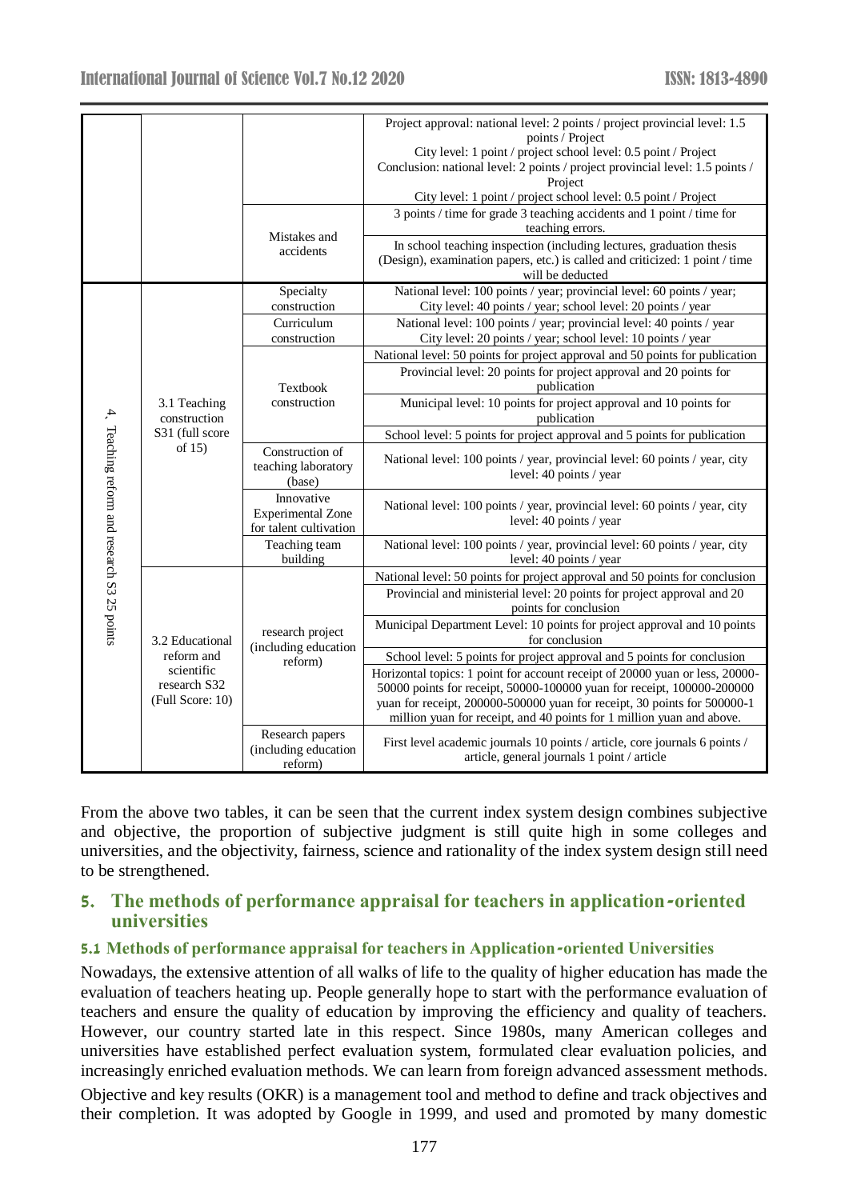| | | | |
|---|---|---|---|
| | | | Project approval: national level: 2 points / project provincial level: 1.5 points / Project City level: 1 point / project school level: 0.5 point / Project Conclusion: national level: 2 points / project provincial level: 1.5 points / Project City level: 1 point / project school level: 0.5 point / Project |
| | | Mistakes and accidents | 3 points / time for grade 3 teaching accidents and 1 point / time for teaching errors. |
| | | | In school teaching inspection (including lectures, graduation thesis (Design), examination papers, etc.) is called and criticized: 1 point / time will be deducted |
| 4、Teaching reform and research S3 25 points | 3.1 Teaching construction S31 (full score of 15) | Specialty construction | National level: 100 points / year; provincial level: 60 points / year; City level: 40 points / year; school level: 20 points / year |
| | | Curriculum construction | National level: 100 points / year; provincial level: 40 points / year City level: 20 points / year; school level: 10 points / year |
| | | Textbook construction | National level: 50 points for project approval and 50 points for publication |
| | | | Provincial level: 20 points for project approval and 20 points for publication |
| | | | Municipal level: 10 points for project approval and 10 points for publication |
| | | | School level: 5 points for project approval and 5 points for publication |
| | | Construction of teaching laboratory (base) | National level: 100 points / year, provincial level: 60 points / year, city level: 40 points / year |
| | | Innovative Experimental Zone for talent cultivation | National level: 100 points / year, provincial level: 60 points / year, city level: 40 points / year |
| | | Teaching team building | National level: 100 points / year, provincial level: 60 points / year, city level: 40 points / year |
| | 3.2 Educational reform and scientific research S32 (Full Score: 10) | research project (including education reform) | National level: 50 points for project approval and 50 points for conclusion |
| | | | Provincial and ministerial level: 20 points for project approval and 20 points for conclusion |
| | | | Municipal Department Level: 10 points for project approval and 10 points for conclusion |
| | | | School level: 5 points for project approval and 5 points for conclusion |
| | | | Horizontal topics: 1 point for account receipt of 20000 yuan or less, 20000-50000 points for receipt, 50000-100000 yuan for receipt, 100000-200000 yuan for receipt, 200000-500000 yuan for receipt, 30 points for 500000-1 million yuan for receipt, and 40 points for 1 million yuan and above. |
| | | Research papers (including education reform) | First level academic journals 10 points / article, core journals 6 points / article, general journals 1 point / article |

From the above two tables, it can be seen that the current index system design combines subjective and objective, the proportion of subjective judgment is still quite high in some colleges and universities, and the objectivity, fairness, science and rationality of the index system design still need to be strengthened.

## 5. The methods of performance appraisal for teachers in application-oriented universities

### 5.1 Methods of performance appraisal for teachers in Application-oriented Universities

Nowadays, the extensive attention of all walks of life to the quality of higher education has made the evaluation of teachers heating up. People generally hope to start with the performance evaluation of teachers and ensure the quality of education by improving the efficiency and quality of teachers. However, our country started late in this respect. Since 1980s, many American colleges and universities have established perfect evaluation system, formulated clear evaluation policies, and increasingly enriched evaluation methods. We can learn from foreign advanced assessment methods.

Objective and key results (OKR) is a management tool and method to define and track objectives and their completion. It was adopted by Google in 1999, and used and promoted by many domestic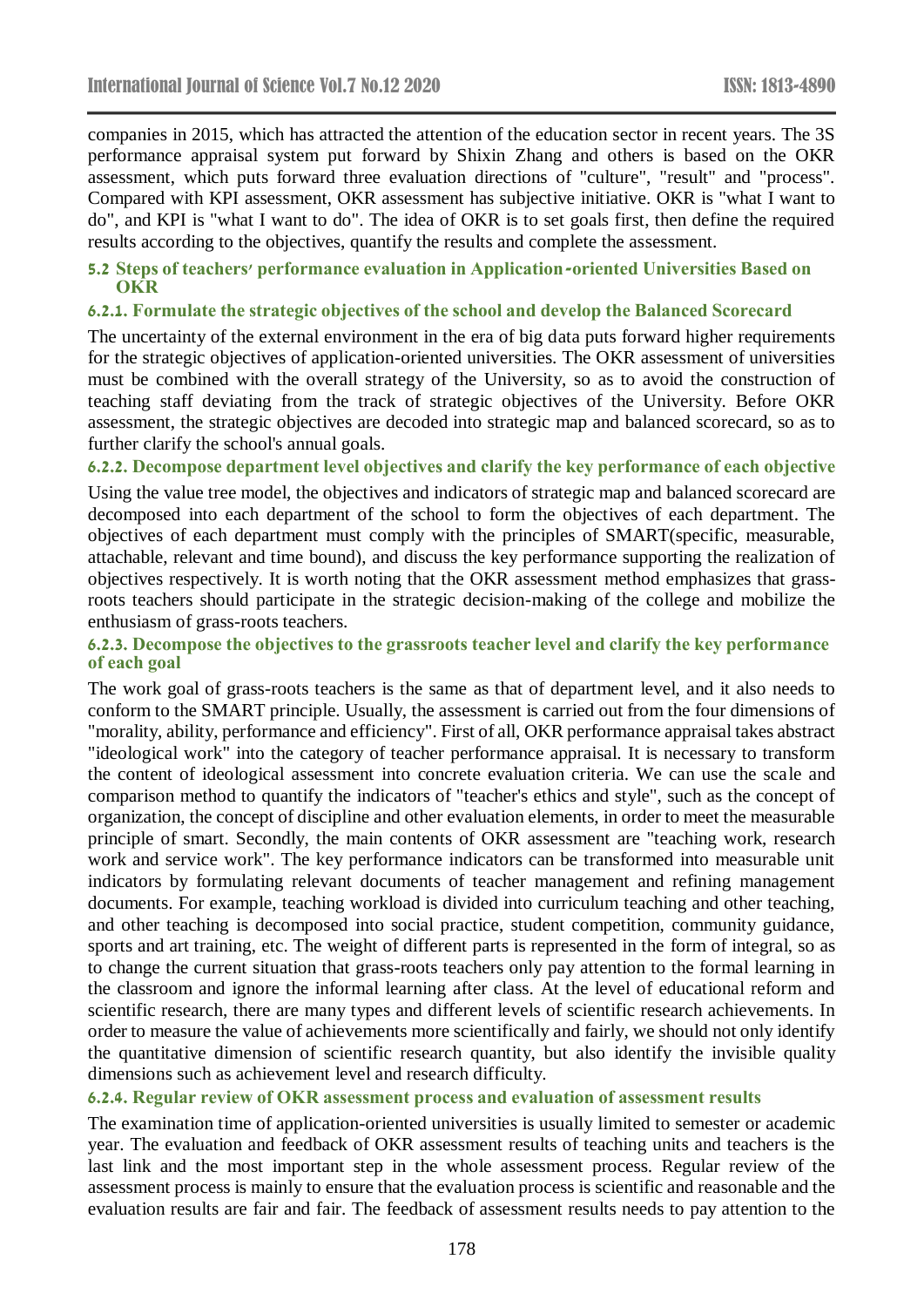companies in 2015, which has attracted the attention of the education sector in recent years. The 3S performance appraisal system put forward by Shixin Zhang and others is based on the OKR assessment, which puts forward three evaluation directions of "culture", "result" and "process". Compared with KPI assessment, OKR assessment has subjective initiative. OKR is "what I want to do", and KPI is "what I want to do". The idea of OKR is to set goals first, then define the required results according to the objectives, quantify the results and complete the assessment.

### 5.2 Steps of teachers' performance evaluation in Application-oriented Universities Based on OKR

#### 6.2.1. Formulate the strategic objectives of the school and develop the Balanced Scorecard

The uncertainty of the external environment in the era of big data puts forward higher requirements for the strategic objectives of application-oriented universities. The OKR assessment of universities must be combined with the overall strategy of the University, so as to avoid the construction of teaching staff deviating from the track of strategic objectives of the University. Before OKR assessment, the strategic objectives are decoded into strategic map and balanced scorecard, so as to further clarify the school's annual goals.

#### 6.2.2. Decompose department level objectives and clarify the key performance of each objective

Using the value tree model, the objectives and indicators of strategic map and balanced scorecard are decomposed into each department of the school to form the objectives of each department. The objectives of each department must comply with the principles of SMART(specific, measurable, attachable, relevant and time bound), and discuss the key performance supporting the realization of objectives respectively. It is worth noting that the OKR assessment method emphasizes that grass-roots teachers should participate in the strategic decision-making of the college and mobilize the enthusiasm of grass-roots teachers.

#### 6.2.3. Decompose the objectives to the grassroots teacher level and clarify the key performance of each goal

The work goal of grass-roots teachers is the same as that of department level, and it also needs to conform to the SMART principle. Usually, the assessment is carried out from the four dimensions of "morality, ability, performance and efficiency". First of all, OKR performance appraisal takes abstract "ideological work" into the category of teacher performance appraisal. It is necessary to transform the content of ideological assessment into concrete evaluation criteria. We can use the scale and comparison method to quantify the indicators of "teacher's ethics and style", such as the concept of organization, the concept of discipline and other evaluation elements, in order to meet the measurable principle of smart. Secondly, the main contents of OKR assessment are "teaching work, research work and service work". The key performance indicators can be transformed into measurable unit indicators by formulating relevant documents of teacher management and refining management documents. For example, teaching workload is divided into curriculum teaching and other teaching, and other teaching is decomposed into social practice, student competition, community guidance, sports and art training, etc. The weight of different parts is represented in the form of integral, so as to change the current situation that grass-roots teachers only pay attention to the formal learning in the classroom and ignore the informal learning after class. At the level of educational reform and scientific research, there are many types and different levels of scientific research achievements. In order to measure the value of achievements more scientifically and fairly, we should not only identify the quantitative dimension of scientific research quantity, but also identify the invisible quality dimensions such as achievement level and research difficulty.

#### 6.2.4. Regular review of OKR assessment process and evaluation of assessment results

The examination time of application-oriented universities is usually limited to semester or academic year. The evaluation and feedback of OKR assessment results of teaching units and teachers is the last link and the most important step in the whole assessment process. Regular review of the assessment process is mainly to ensure that the evaluation process is scientific and reasonable and the evaluation results are fair and fair. The feedback of assessment results needs to pay attention to the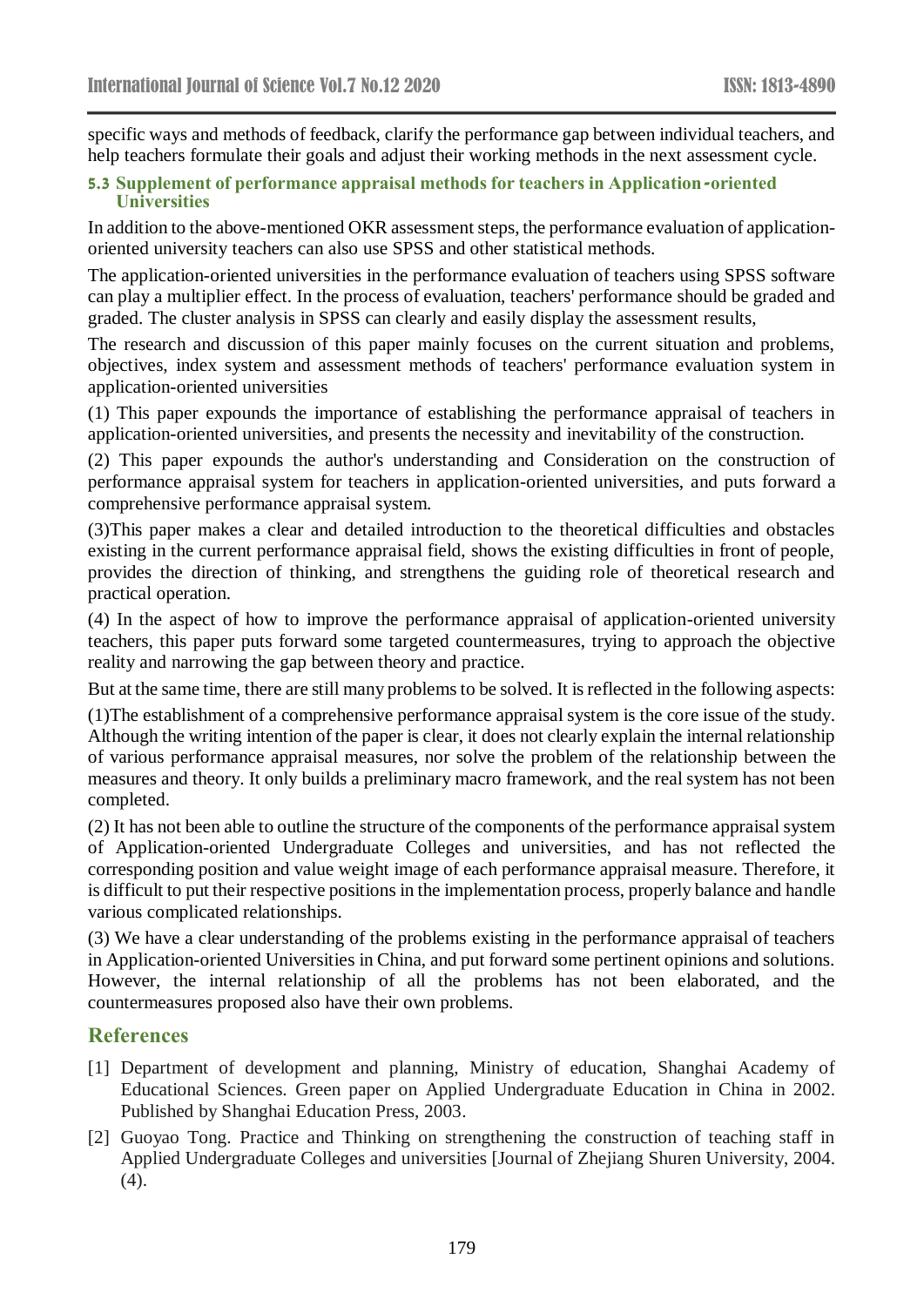specific ways and methods of feedback, clarify the performance gap between individual teachers, and help teachers formulate their goals and adjust their working methods in the next assessment cycle.

### 5.3 Supplement of performance appraisal methods for teachers in Application-oriented Universities

In addition to the above-mentioned OKR assessment steps, the performance evaluation of application-oriented university teachers can also use SPSS and other statistical methods.

The application-oriented universities in the performance evaluation of teachers using SPSS software can play a multiplier effect. In the process of evaluation, teachers' performance should be graded and graded. The cluster analysis in SPSS can clearly and easily display the assessment results,

The research and discussion of this paper mainly focuses on the current situation and problems, objectives, index system and assessment methods of teachers' performance evaluation system in application-oriented universities

(1) This paper expounds the importance of establishing the performance appraisal of teachers in application-oriented universities, and presents the necessity and inevitability of the construction.

(2) This paper expounds the author's understanding and Consideration on the construction of performance appraisal system for teachers in application-oriented universities, and puts forward a comprehensive performance appraisal system.

(3)This paper makes a clear and detailed introduction to the theoretical difficulties and obstacles existing in the current performance appraisal field, shows the existing difficulties in front of people, provides the direction of thinking, and strengthens the guiding role of theoretical research and practical operation.

(4) In the aspect of how to improve the performance appraisal of application-oriented university teachers, this paper puts forward some targeted countermeasures, trying to approach the objective reality and narrowing the gap between theory and practice.

But at the same time, there are still many problems to be solved. It is reflected in the following aspects:

(1)The establishment of a comprehensive performance appraisal system is the core issue of the study. Although the writing intention of the paper is clear, it does not clearly explain the internal relationship of various performance appraisal measures, nor solve the problem of the relationship between the measures and theory. It only builds a preliminary macro framework, and the real system has not been completed.

(2) It has not been able to outline the structure of the components of the performance appraisal system of Application-oriented Undergraduate Colleges and universities, and has not reflected the corresponding position and value weight image of each performance appraisal measure. Therefore, it is difficult to put their respective positions in the implementation process, properly balance and handle various complicated relationships.

(3) We have a clear understanding of the problems existing in the performance appraisal of teachers in Application-oriented Universities in China, and put forward some pertinent opinions and solutions. However, the internal relationship of all the problems has not been elaborated, and the countermeasures proposed also have their own problems.

## References

[1] Department of development and planning, Ministry of education, Shanghai Academy of Educational Sciences. Green paper on Applied Undergraduate Education in China in 2002. Published by Shanghai Education Press, 2003.

[2] Guoyao Tong. Practice and Thinking on strengthening the construction of teaching staff in Applied Undergraduate Colleges and universities [Journal of Zhejiang Shuren University, 2004. (4).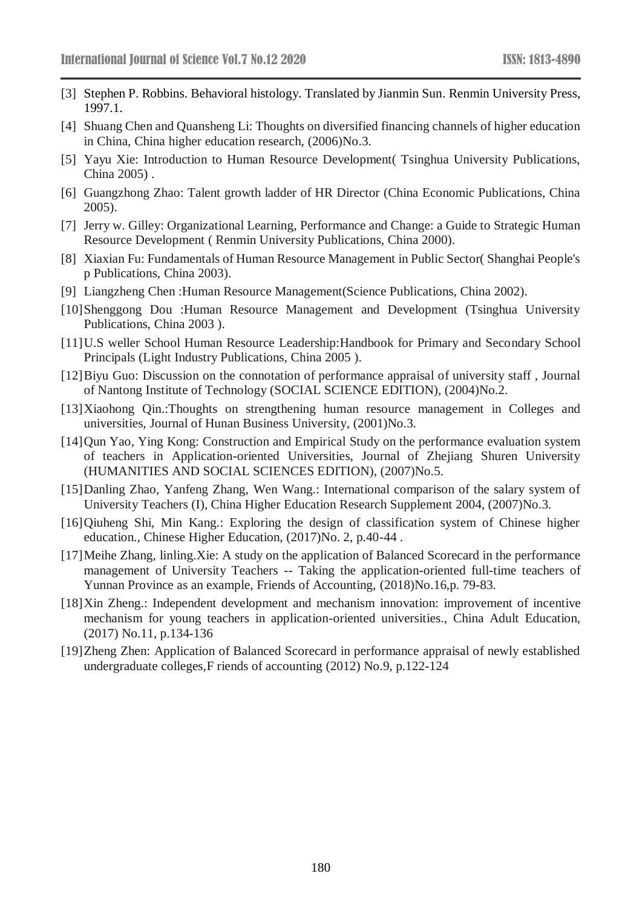[3] Stephen P. Robbins. Behavioral histology. Translated by Jianmin Sun. Renmin University Press, 1997.1.

[4] Shuang Chen and Quansheng Li: Thoughts on diversified financing channels of higher education in China, China higher education research, (2006)No.3.

[5] Yayu Xie: Introduction to Human Resource Development( Tsinghua University Publications, China 2005) .

[6] Guangzhong Zhao: Talent growth ladder of HR Director (China Economic Publications, China 2005).

[7] Jerry w. Gilley: Organizational Learning, Performance and Change: a Guide to Strategic Human Resource Development ( Renmin University Publications, China 2000).

[8] Xiaxian Fu: Fundamentals of Human Resource Management in Public Sector( Shanghai People's p Publications, China 2003).

[9] Liangzheng Chen :Human Resource Management(Science Publications, China 2002).

[10] Shenggong Dou :Human Resource Management and Development (Tsinghua University Publications, China 2003 ).

[11] U.S weller School Human Resource Leadership:Handbook for Primary and Secondary School Principals (Light Industry Publications, China 2005 ).

[12] Biyu Guo: Discussion on the connotation of performance appraisal of university staff , Journal of Nantong Institute of Technology (SOCIAL SCIENCE EDITION), (2004)No.2.

[13] Xiaohong Qin.:Thoughts on strengthening human resource management in Colleges and universities, Journal of Hunan Business University, (2001)No.3.

[14] Qun Yao, Ying Kong: Construction and Empirical Study on the performance evaluation system of teachers in Application-oriented Universities, Journal of Zhejiang Shuren University (HUMANITIES AND SOCIAL SCIENCES EDITION), (2007)No.5.

[15] Danling Zhao, Yanfeng Zhang, Wen Wang.: International comparison of the salary system of University Teachers (I), China Higher Education Research Supplement 2004, (2007)No.3.

[16] Qiuheng Shi, Min Kang.: Exploring the design of classification system of Chinese higher education., Chinese Higher Education, (2017)No. 2, p.40-44 .

[17] Meihe Zhang, linling.Xie: A study on the application of Balanced Scorecard in the performance management of University Teachers -- Taking the application-oriented full-time teachers of Yunnan Province as an example, Friends of Accounting, (2018)No.16,p. 79-83.

[18] Xin Zheng.: Independent development and mechanism innovation: improvement of incentive mechanism for young teachers in application-oriented universities., China Adult Education, (2017) No.11, p.134-136

[19] Zheng Zhen: Application of Balanced Scorecard in performance appraisal of newly established undergraduate colleges,F riends of accounting (2012) No.9, p.122-124